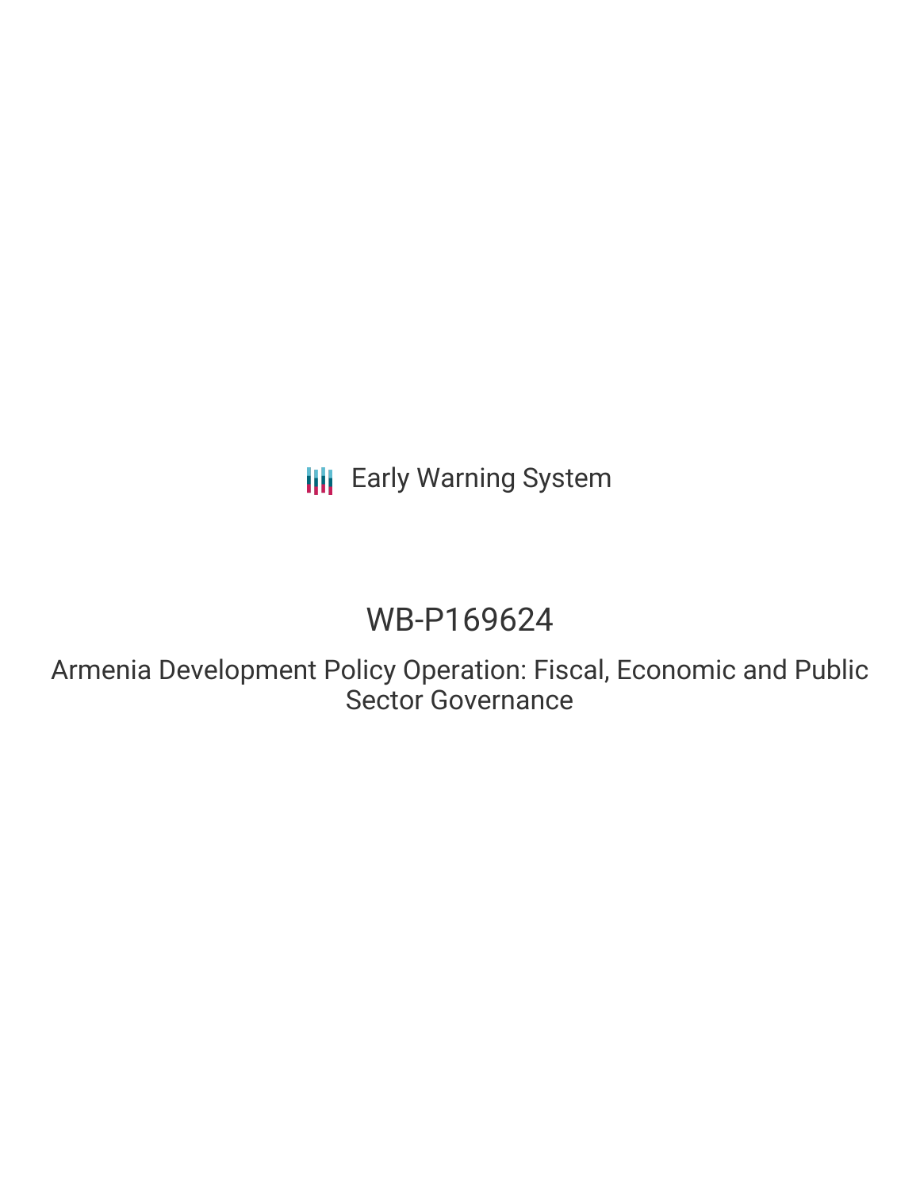Early Warning System

# WB-P169624

## Armenia Development Policy Operation: Fiscal, Economic and Public Sector Governance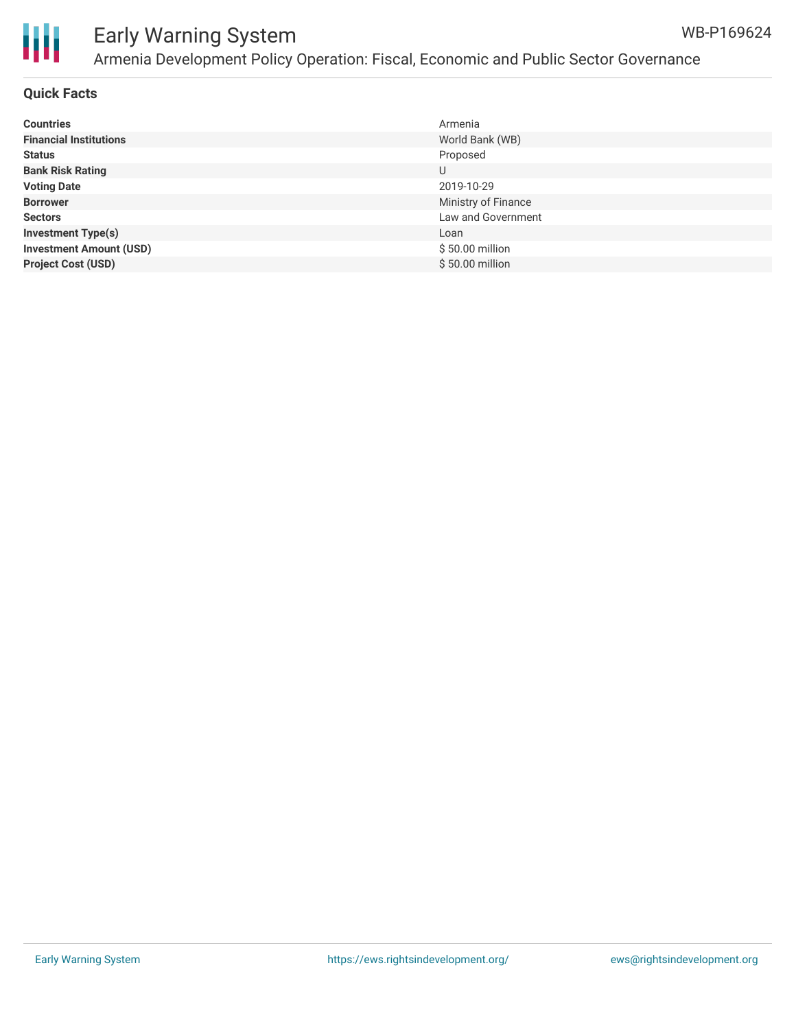# Early Warning System

## Armenia Development Policy Operation: Fiscal, Economic and Public Sector Governance

WB-P169624

### Quick Facts

| | |
|---|---|
| **Countries** | Armenia |
| **Financial Institutions** | World Bank (WB) |
| **Status** | Proposed |
| **Bank Risk Rating** | U |
| **Voting Date** | 2019-10-29 |
| **Borrower** | Ministry of Finance |
| **Sectors** | Law and Government |
| **Investment Type(s)** | Loan |
| **Investment Amount (USD)** | $ 50.00 million |
| **Project Cost (USD)** | $ 50.00 million |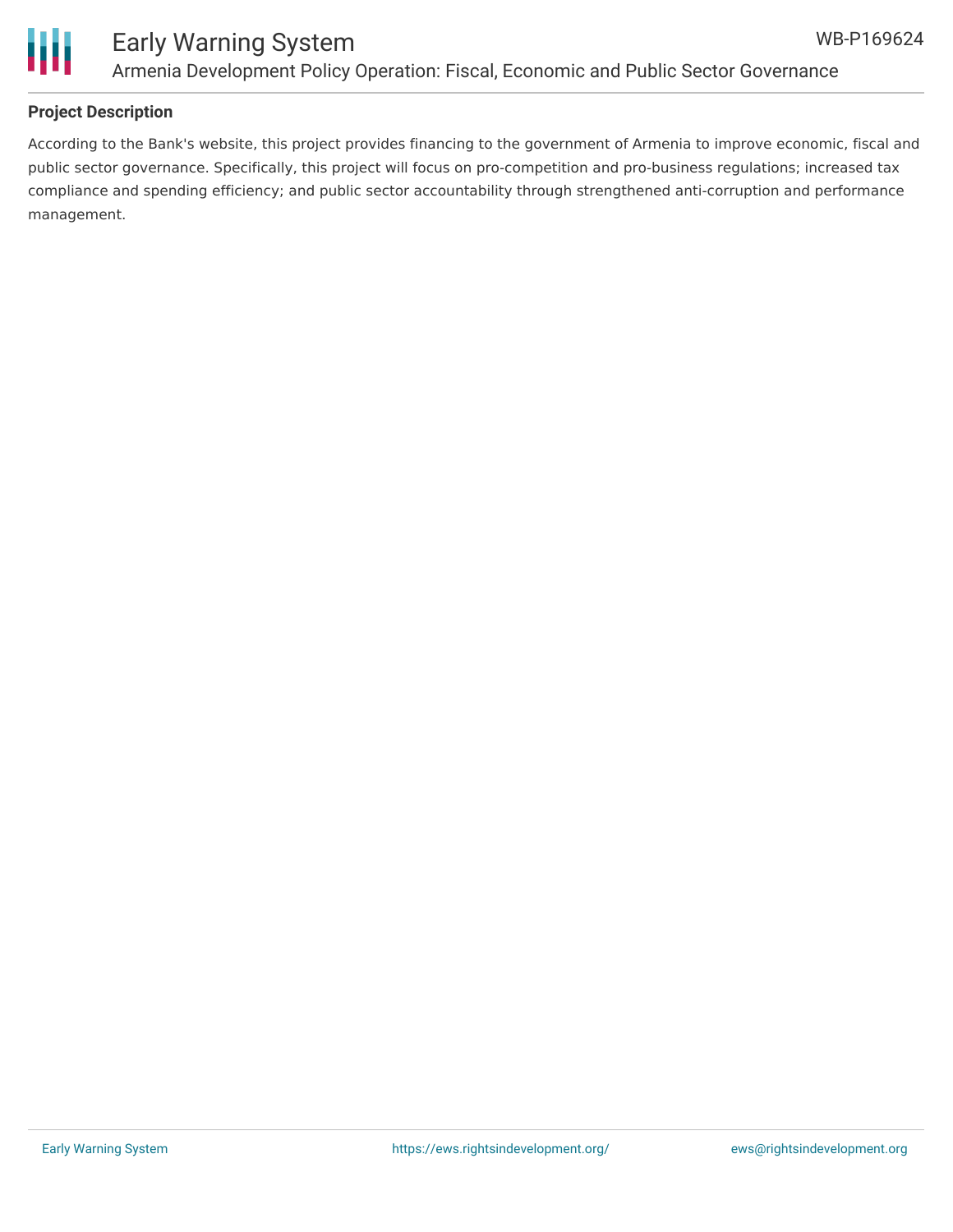## Project Description

According to the Bank's website, this project provides financing to the government of Armenia to improve economic, fiscal and public sector governance. Specifically, this project will focus on pro-competition and pro-business regulations; increased tax compliance and spending efficiency; and public sector accountability through strengthened anti-corruption and performance management.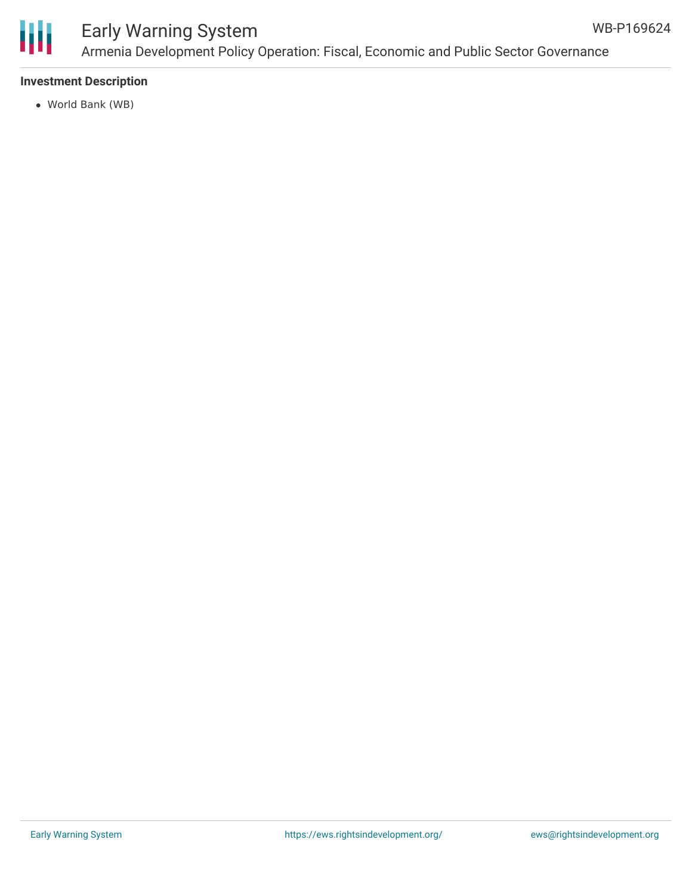### Investment Description

- World Bank (WB)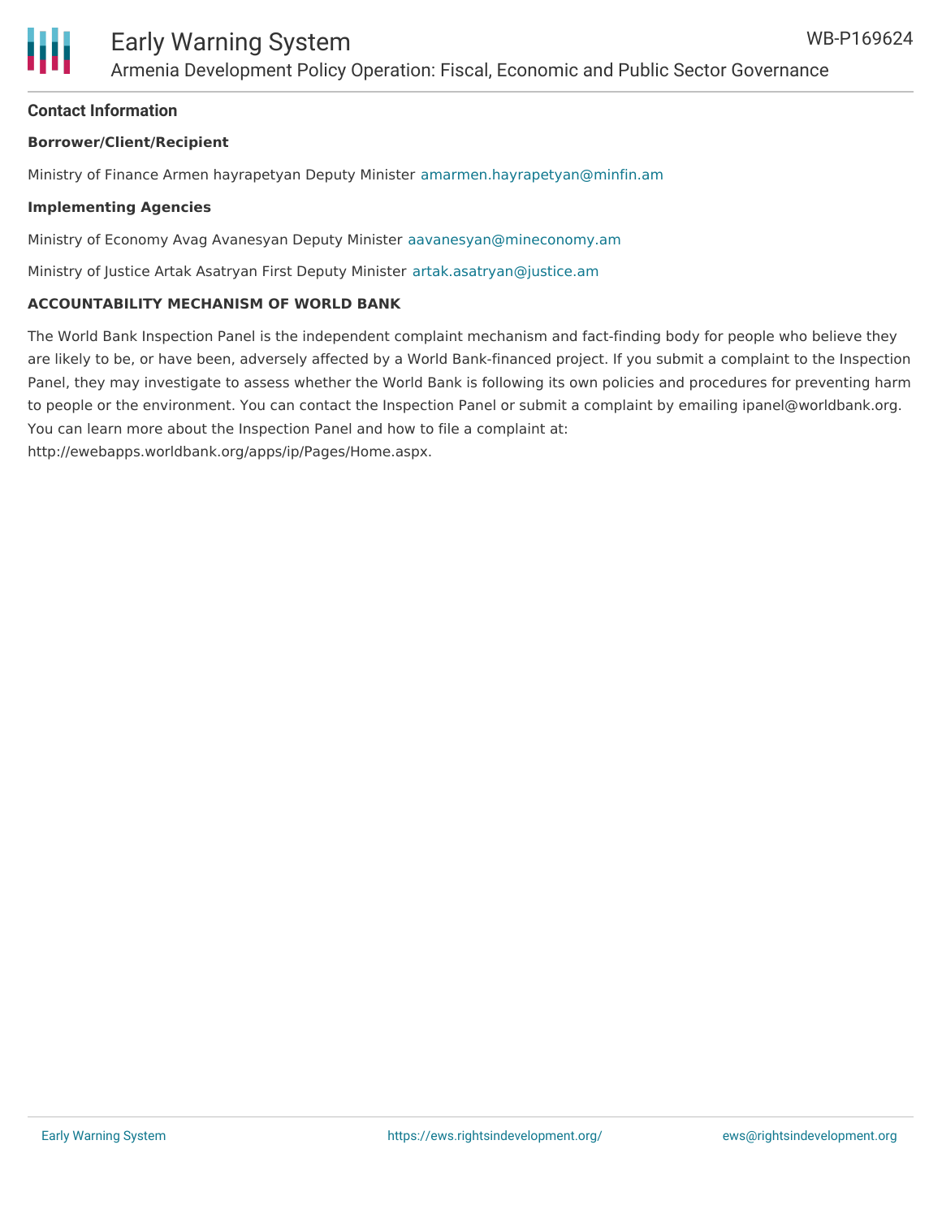## Contact Information

**Borrower/Client/Recipient**

Ministry of Finance Armen hayrapetyan Deputy Minister amarmen.hayrapetyan@minfin.am

**Implementing Agencies**

Ministry of Economy Avag Avanesyan Deputy Minister aavanesyan@mineconomy.am

Ministry of Justice Artak Asatryan First Deputy Minister artak.asatryan@justice.am

**ACCOUNTABILITY MECHANISM OF WORLD BANK**

The World Bank Inspection Panel is the independent complaint mechanism and fact-finding body for people who believe they are likely to be, or have been, adversely affected by a World Bank-financed project. If you submit a complaint to the Inspection Panel, they may investigate to assess whether the World Bank is following its own policies and procedures for preventing harm to people or the environment. You can contact the Inspection Panel or submit a complaint by emailing ipanel@worldbank.org. You can learn more about the Inspection Panel and how to file a complaint at: http://ewebapps.worldbank.org/apps/ip/Pages/Home.aspx.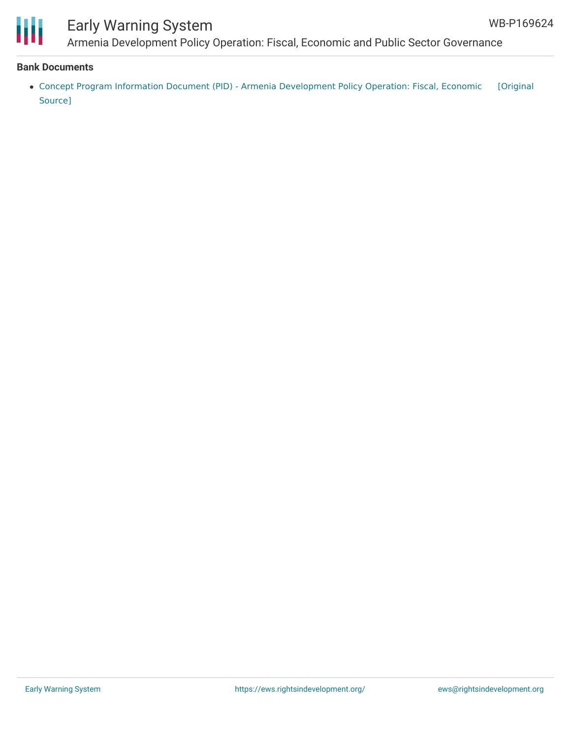**Bank Documents**

- Concept Program Information Document (PID) - Armenia Development Policy Operation: Fiscal, Economic [Original Source]